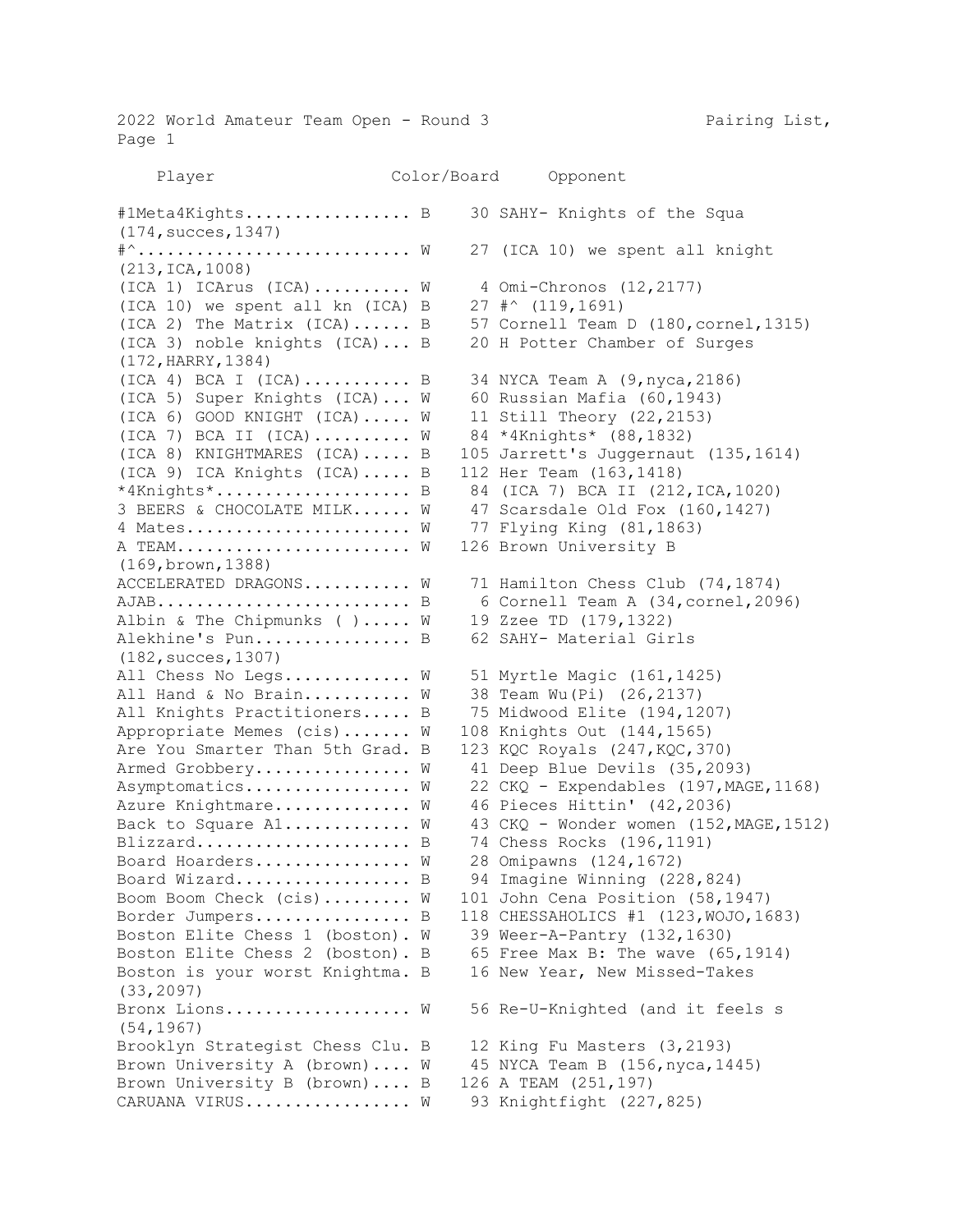2022 World Amateur Team Open - Round 3 Pairing List, Page 1

| Player | Color/Board | Opponent |
|---|---|---|
| #1Meta4Kights................ (174,succes,1347) | B 30 | SAHY- Knights of the Squa |
| #^........................... (213,ICA,1008) | W 27 | (ICA 10) we spent all knight |
| (ICA 1) ICArus (ICA).......... | W 4 | Omi-Chronos (12,2177) |
| (ICA 10) we spent all kn (ICA) | B 27 | #^ (119,1691) |
| (ICA 2) The Matrix (ICA)...... | B 57 | Cornell Team D (180,cornel,1315) |
| (ICA 3) noble knights (ICA)... (172,HARRY,1384) | B 20 | H Potter Chamber of Surges |
| (ICA 4) BCA I (ICA)........... | B 34 | NYCA Team A (9,nyca,2186) |
| (ICA 5) Super Knights (ICA)... | W 60 | Russian Mafia (60,1943) |
| (ICA 6) GOOD KNIGHT (ICA)..... | W 11 | Still Theory (22,2153) |
| (ICA 7) BCA II (ICA).......... | W 84 | *4Knights* (88,1832) |
| (ICA 8) KNIGHTMARES (ICA)..... | B 105 | Jarrett's Juggernaut (135,1614) |
| (ICA 9) ICA Knights (ICA)..... | B 112 | Her Team (163,1418) |
| *4Knights*.................... | B 84 | (ICA 7) BCA II (212,ICA,1020) |
| 3 BEERS & CHOCOLATE MILK...... | W 47 | Scarsdale Old Fox (160,1427) |
| 4 Mates....................... | W 77 | Flying King (81,1863) |
| A TEAM........................ (169,brown,1388) | W 126 | Brown University B |
| ACCELERATED DRAGONS........... | W 71 | Hamilton Chess Club (74,1874) |
| AJAB.......................... | B 6 | Cornell Team A (34,cornel,2096) |
| Albin & The Chipmunks ( )..... | W 19 | Zzee TD (179,1322) |
| Alekhine's Pun................ (182,succes,1307) | B 62 | SAHY- Material Girls |
| All Chess No Legs............. | W 51 | Myrtle Magic (161,1425) |
| All Hand & No Brain........... | W 38 | Team Wu(Pi) (26,2137) |
| All Knights Practitioners..... | B 75 | Midwood Elite (194,1207) |
| Appropriate Memes (cis)....... | W 108 | Knights Out (144,1565) |
| Are You Smarter Than 5th Grad. | B 123 | KQC Royals (247,KQC,370) |
| Armed Grobbery................ | W 41 | Deep Blue Devils (35,2093) |
| Asymptomatics................. | W 22 | CKQ - Expendables (197,MAGE,1168) |
| Azure Knightmare.............. | W 46 | Pieces Hittin' (42,2036) |
| Back to Square A1............. | W 43 | CKQ - Wonder women (152,MAGE,1512) |
| Blizzard...................... | B 74 | Chess Rocks (196,1191) |
| Board Hoarders................ | W 28 | Omipawns (124,1672) |
| Board Wizard.................. | B 94 | Imagine Winning (228,824) |
| Boom Boom Check (cis)......... | W 101 | John Cena Position (58,1947) |
| Border Jumpers................ | B 118 | CHESSAHOLICS #1 (123,WOJO,1683) |
| Boston Elite Chess 1 (boston). | W 39 | Weer-A-Pantry (132,1630) |
| Boston Elite Chess 2 (boston). | B 65 | Free Max B: The wave (65,1914) |
| Boston is your worst Knightma. (33,2097) | B 16 | New Year, New Missed-Takes |
| Bronx Lions................... (54,1967) | W 56 | Re-U-Knighted (and it feels s |
| Brooklyn Strategist Chess Clu. | B 12 | King Fu Masters (3,2193) |
| Brown University A (brown).... | W 45 | NYCA Team B (156,nyca,1445) |
| Brown University B (brown).... | B 126 | A TEAM (251,197) |
| CARUANA VIRUS................. | W 93 | Knightfight (227,825) |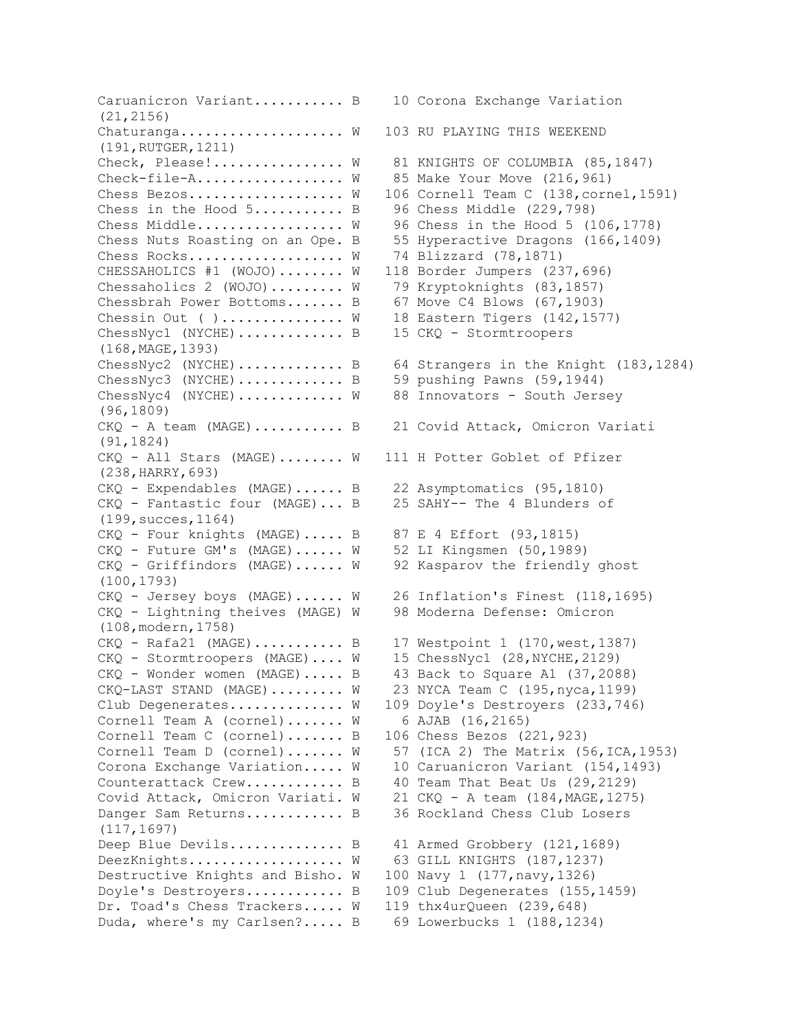```
Caruanicron Variant.......... B    10 Corona Exchange Variation
(21,2156)
Chaturanga.................... W   103 RU PLAYING THIS WEEKEND
(191,RUTGER,1211)
Check, Please!............... W    81 KNIGHTS OF COLUMBIA (85,1847)
Check-file-A................. W    85 Make Your Move (216,961)
Chess Bezos.................. W   106 Cornell Team C (138,cornel,1591)
Chess in the Hood 5.......... B    96 Chess Middle (229,798)
Chess Middle................. W    96 Chess in the Hood 5 (106,1778)
Chess Nuts Roasting on an Ope. B    55 Hyperactive Dragons (166,1409)
Chess Rocks.................. W    74 Blizzard (78,1871)
CHESSAHOLICS #1 (WOJO)....... W   118 Border Jumpers (237,696)
Chessaholics 2 (WOJO)........ W    79 Kryptoknights (83,1857)
Chessbrah Power Bottoms....... B    67 Move C4 Blows (67,1903)
Chessin Out ( ).............. W    18 Eastern Tigers (142,1577)
ChessNyc1 (NYCHE)............ B    15 CKQ - Stormtroopers
(168,MAGE,1393)
ChessNyc2 (NYCHE)............ B    64 Strangers in the Knight (183,1284)
ChessNyc3 (NYCHE)............ B    59 pushing Pawns (59,1944)
ChessNyc4 (NYCHE)............ W    88 Innovators - South Jersey
(96,1809)
CKQ - A team (MAGE).......... B    21 Covid Attack, Omicron Variati
(91,1824)
CKQ - All Stars (MAGE)....... W   111 H Potter Goblet of Pfizer
(238,HARRY,693)
CKQ - Expendables (MAGE)...... B    22 Asymptomatics (95,1810)
CKQ - Fantastic four (MAGE)... B    25 SAHY-- The 4 Blunders of
(199,succes,1164)
CKQ - Four knights (MAGE)..... B    87 E 4 Effort (93,1815)
CKQ - Future GM's (MAGE)...... W    52 LI Kingsmen (50,1989)
CKQ - Griffindors (MAGE)...... W    92 Kasparov the friendly ghost
(100,1793)
CKQ - Jersey boys (MAGE)...... W    26 Inflation's Finest (118,1695)
CKQ - Lightning theives (MAGE) W    98 Moderna Defense: Omicron
(108,modern,1758)
CKQ - Rafa21 (MAGE).......... B    17 Westpoint 1 (170,west,1387)
CKQ - Stormtroopers (MAGE).... W    15 ChessNyc1 (28,NYCHE,2129)
CKQ - Wonder women (MAGE)..... B    43 Back to Square A1 (37,2088)
CKQ-LAST STAND (MAGE)........ W    23 NYCA Team C (195,nyca,1199)
Club Degenerates............. W   109 Doyle's Destroyers (233,746)
Cornell Team A (cornel)....... W     6 AJAB (16,2165)
Cornell Team C (cornel)....... B   106 Chess Bezos (221,923)
Cornell Team D (cornel)....... W    57 (ICA 2) The Matrix (56,ICA,1953)
Corona Exchange Variation..... W    10 Caruanicron Variant (154,1493)
Counterattack Crew........... B    40 Team That Beat Us (29,2129)
Covid Attack, Omicron Variati. W    21 CKQ - A team (184,MAGE,1275)
Danger Sam Returns........... B    36 Rockland Chess Club Losers
(117,1697)
Deep Blue Devils............. B    41 Armed Grobbery (121,1689)
DeezKnights.................. W    63 GILL KNIGHTS (187,1237)
Destructive Knights and Bisho. W   100 Navy 1 (177,navy,1326)
Doyle's Destroyers........... B   109 Club Degenerates (155,1459)
Dr. Toad's Chess Trackers..... W   119 thx4urQueen (239,648)
Duda, where's my Carlsen?..... B    69 Lowerbucks 1 (188,1234)
```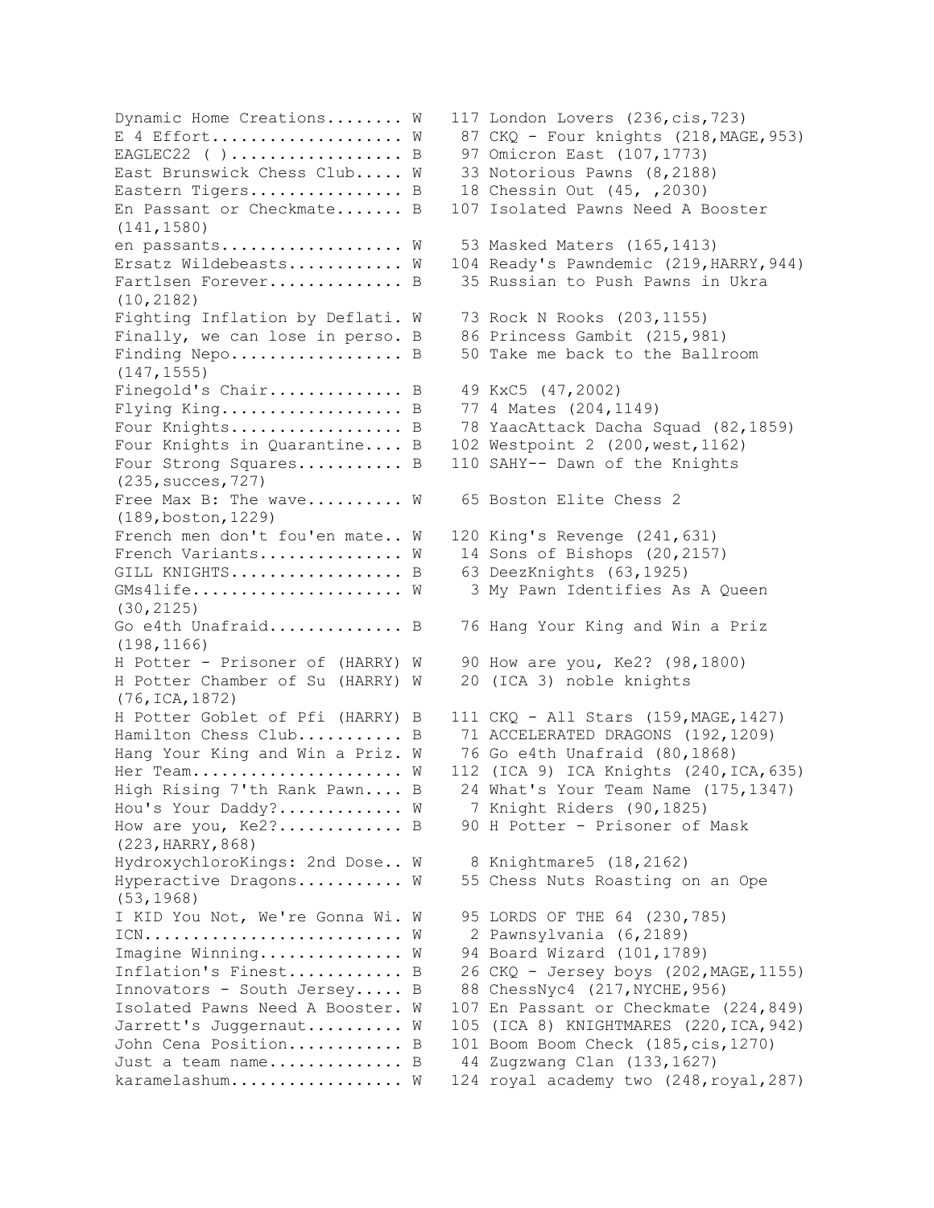```
Dynamic Home Creations........ W   117 London Lovers (236,cis,723)
E 4 Effort.................... W    87 CKQ - Four knights (218,MAGE,953)
EAGLEC22 ( )................. B    97 Omicron East (107,1773)
East Brunswick Chess Club..... W    33 Notorious Pawns (8,2188)
Eastern Tigers................ B    18 Chessin Out (45, ,2030)
En Passant or Checkmate....... B   107 Isolated Pawns Need A Booster
(141,1580)
en passants................... W    53 Masked Maters (165,1413)
Ersatz Wildebeasts............ W   104 Ready's Pawndemic (219,HARRY,944)
Fartlsen Forever.............. B    35 Russian to Push Pawns in Ukra
(10,2182)
Fighting Inflation by Deflati. W    73 Rock N Rooks (203,1155)
Finally, we can lose in perso. B    86 Princess Gambit (215,981)
Finding Nepo.................. B    50 Take me back to the Ballroom
(147,1555)
Finegold's Chair.............. B    49 KxC5 (47,2002)
Flying King................... B    77 4 Mates (204,1149)
Four Knights.................. B    78 YaacAttack Dacha Squad (82,1859)
Four Knights in Quarantine.... B   102 Westpoint 2 (200,west,1162)
Four Strong Squares........... B   110 SAHY-- Dawn of the Knights
(235,succes,727)
Free Max B: The wave.......... W    65 Boston Elite Chess 2
(189,boston,1229)
French men don't fou'en mate.. W   120 King's Revenge (241,631)
French Variants............... W    14 Sons of Bishops (20,2157)
GILL KNIGHTS.................. B    63 DeezKnights (63,1925)
GMs4life...................... W     3 My Pawn Identifies As A Queen
(30,2125)
Go e4th Unafraid.............. B    76 Hang Your King and Win a Priz
(198,1166)
H Potter - Prisoner of (HARRY) W    90 How are you, Ke2? (98,1800)
H Potter Chamber of Su (HARRY) W    20 (ICA 3) noble knights
(76,ICA,1872)
H Potter Goblet of Pfi (HARRY) B   111 CKQ - All Stars (159,MAGE,1427)
Hamilton Chess Club........... B    71 ACCELERATED DRAGONS (192,1209)
Hang Your King and Win a Priz. W    76 Go e4th Unafraid (80,1868)
Her Team...................... W   112 (ICA 9) ICA Knights (240,ICA,635)
High Rising 7'th Rank Pawn.... B    24 What's Your Team Name (175,1347)
Hou's Your Daddy?............. W     7 Knight Riders (90,1825)
How are you, Ke2?............. B    90 H Potter - Prisoner of Mask
(223,HARRY,868)
HydroxychloroKings: 2nd Dose.. W     8 Knightmare5 (18,2162)
Hyperactive Dragons........... W    55 Chess Nuts Roasting on an Ope
(53,1968)
I KID You Not, We're Gonna Wi. W    95 LORDS OF THE 64 (230,785)
ICN........................... W     2 Pawnsylvania (6,2189)
Imagine Winning............... W    94 Board Wizard (101,1789)
Inflation's Finest............ B    26 CKQ - Jersey boys (202,MAGE,1155)
Innovators - South Jersey..... B    88 ChessNyc4 (217,NYCHE,956)
Isolated Pawns Need A Booster. W   107 En Passant or Checkmate (224,849)
Jarrett's Juggernaut.......... W   105 (ICA 8) KNIGHTMARES (220,ICA,942)
John Cena Position............ B   101 Boom Boom Check (185,cis,1270)
Just a team name.............. B    44 Zugzwang Clan (133,1627)
karamelashum.................. W   124 royal academy two (248,royal,287)
```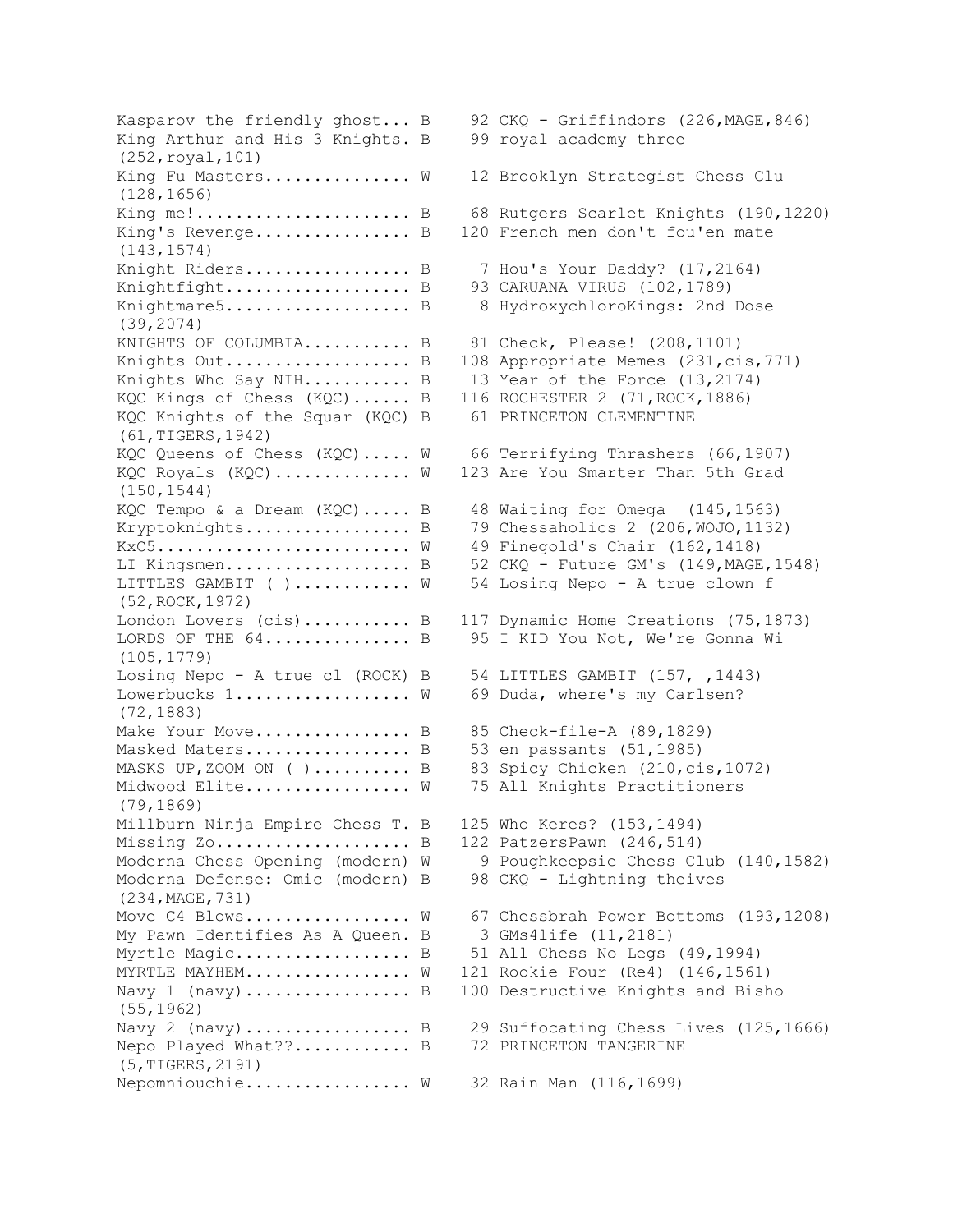```
Kasparov the friendly ghost... B    92 CKQ - Griffindors (226,MAGE,846)
King Arthur and His 3 Knights. B    99 royal academy three
(252,royal,101)
King Fu Masters............... W    12 Brooklyn Strategist Chess Clu
(128,1656)
King me!...................... B    68 Rutgers Scarlet Knights (190,1220)
King's Revenge................ B   120 French men don't fou'en mate
(143,1574)
Knight Riders................. B     7 Hou's Your Daddy? (17,2164)
Knightfight................... B    93 CARUANA VIRUS (102,1789)
Knightmare5................... B     8 HydroxychloroKings: 2nd Dose
(39,2074)
KNIGHTS OF COLUMBIA........... B    81 Check, Please! (208,1101)
Knights Out................... B   108 Appropriate Memes (231,cis,771)
Knights Who Say NIH........... B    13 Year of the Force (13,2174)
KQC Kings of Chess (KQC)...... B   116 ROCHESTER 2 (71,ROCK,1886)
KQC Knights of the Squar (KQC) B    61 PRINCETON CLEMENTINE
(61,TIGERS,1942)
KQC Queens of Chess (KQC)..... W    66 Terrifying Thrashers (66,1907)
KQC Royals (KQC).............. W   123 Are You Smarter Than 5th Grad
(150,1544)
KQC Tempo & a Dream (KQC)..... B    48 Waiting for Omega  (145,1563)
Kryptoknights................. B    79 Chessaholics 2 (206,WOJO,1132)
KxC5.......................... W    49 Finegold's Chair (162,1418)
LI Kingsmen................... B    52 CKQ - Future GM's (149,MAGE,1548)
LITTLES GAMBIT ( )............ W    54 Losing Nepo - A true clown f
(52,ROCK,1972)
London Lovers (cis)........... B   117 Dynamic Home Creations (75,1873)
LORDS OF THE 64............... B    95 I KID You Not, We're Gonna Wi
(105,1779)
Losing Nepo - A true cl (ROCK) B    54 LITTLES GAMBIT (157, ,1443)
Lowerbucks 1.................. W    69 Duda, where's my Carlsen?
(72,1883)
Make Your Move................ B    85 Check-file-A (89,1829)
Masked Maters................. B    53 en passants (51,1985)
MASKS UP,ZOOM ON ( ).......... B    83 Spicy Chicken (210,cis,1072)
Midwood Elite................. W    75 All Knights Practitioners
(79,1869)
Millburn Ninja Empire Chess T. B   125 Who Keres? (153,1494)
Missing Zo.................... B   122 PatzersPawn (246,514)
Moderna Chess Opening (modern) W     9 Poughkeepsie Chess Club (140,1582)
Moderna Defense: Omic (modern) B    98 CKQ - Lightning theives
(234,MAGE,731)
Move C4 Blows................. W    67 Chessbrah Power Bottoms (193,1208)
My Pawn Identifies As A Queen. B     3 GMs4life (11,2181)
Myrtle Magic.................. B    51 All Chess No Legs (49,1994)
MYRTLE MAYHEM................. W   121 Rookie Four (Re4) (146,1561)
Navy 1 (navy)................. B   100 Destructive Knights and Bisho
(55,1962)
Navy 2 (navy)................. B    29 Suffocating Chess Lives (125,1666)
Nepo Played What??............ B    72 PRINCETON TANGERINE
(5,TIGERS,2191)
Nepomniouchie................. W    32 Rain Man (116,1699)
```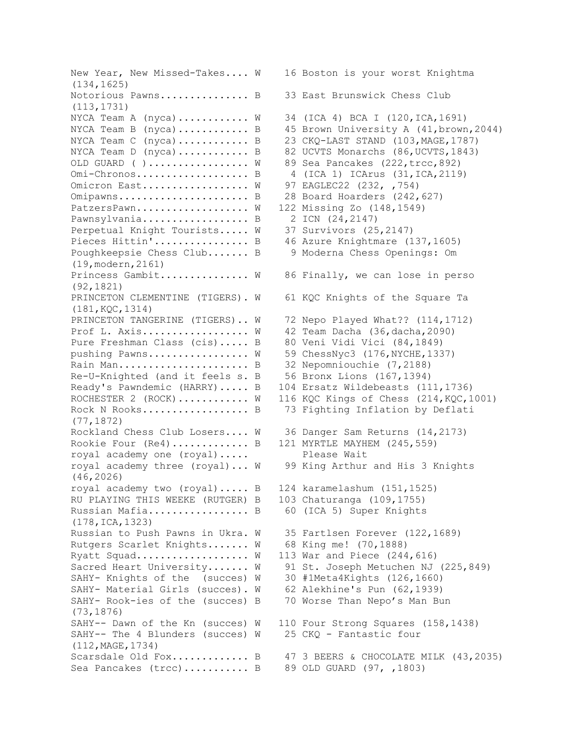```
New Year, New Missed-Takes.... W   16 Boston is your worst Knightma
(134,1625)
Notorious Pawns............... B   33 East Brunswick Chess Club
(113,1731)
NYCA Team A (nyca)............ W   34 (ICA 4) BCA I (120,ICA,1691)
NYCA Team B (nyca)............ B   45 Brown University A (41,brown,2044)
NYCA Team C (nyca)............ B   23 CKQ-LAST STAND (103,MAGE,1787)
NYCA Team D (nyca)............ B   82 UCVTS Monarchs (86,UCVTS,1843)
OLD GUARD ( )................. W   89 Sea Pancakes (222,trcc,892)
Omi-Chronos................... B    4 (ICA 1) ICArus (31,ICA,2119)
Omicron East.................. W   97 EAGLEC22 (232, ,754)
Omipawns...................... B   28 Board Hoarders (242,627)
PatzersPawn................... W  122 Missing Zo (148,1549)
Pawnsylvania.................. B    2 ICN (24,2147)
Perpetual Knight Tourists..... W   37 Survivors (25,2147)
Pieces Hittin'................ B   46 Azure Knightmare (137,1605)
Poughkeepsie Chess Club....... B    9 Moderna Chess Openings: Om
(19,modern,2161)
Princess Gambit............... W   86 Finally, we can lose in perso
(92,1821)
PRINCETON CLEMENTINE (TIGERS). W   61 KQC Knights of the Square Ta
(181,KQC,1314)
PRINCETON TANGERINE (TIGERS).. W   72 Nepo Played What?? (114,1712)
Prof L. Axis.................. W   42 Team Dacha (36,dacha,2090)
Pure Freshman Class (cis)..... B   80 Veni Vidi Vici (84,1849)
pushing Pawns................. W   59 ChessNyc3 (176,NYCHE,1337)
Rain Man...................... B   32 Nepomniouchie (7,2188)
Re-U-Knighted (and it feels s. B   56 Bronx Lions (167,1394)
Ready's Pawndemic (HARRY)..... B  104 Ersatz Wildebeasts (111,1736)
ROCHESTER 2 (ROCK)............ W  116 KQC Kings of Chess (214,KQC,1001)
Rock N Rooks.................. B   73 Fighting Inflation by Deflati
(77,1872)
Rockland Chess Club Losers.... W   36 Danger Sam Returns (14,2173)
Rookie Four (Re4)............. B  121 MYRTLE MAYHEM (245,559)
royal academy one (royal).....        Please Wait
royal academy three (royal)... W   99 King Arthur and His 3 Knights
(46,2026)
royal academy two (royal)..... B  124 karamelashum (151,1525)
RU PLAYING THIS WEEKE (RUTGER) B  103 Chaturanga (109,1755)
Russian Mafia................. B   60 (ICA 5) Super Knights
(178,ICA,1323)
Russian to Push Pawns in Ukra. W   35 Fartlsen Forever (122,1689)
Rutgers Scarlet Knights....... W   68 King me! (70,1888)
Ryatt Squad................... W  113 War and Piece (244,616)
Sacred Heart University....... W   91 St. Joseph Metuchen NJ (225,849)
SAHY- Knights of the  (succes) W   30 #1Meta4Kights (126,1660)
SAHY- Material Girls (succes). W   62 Alekhine's Pun (62,1939)
SAHY- Rook-ies of the (succes) B   70 Worse Than Nepo's Man Bun
(73,1876)
SAHY-- Dawn of the Kn (succes) W  110 Four Strong Squares (158,1438)
SAHY-- The 4 Blunders (succes) W   25 CKQ - Fantastic four
(112,MAGE,1734)
Scarsdale Old Fox............. B   47 3 BEERS & CHOCOLATE MILK (43,2035)
Sea Pancakes (trcc)........... B   89 OLD GUARD (97, ,1803)
```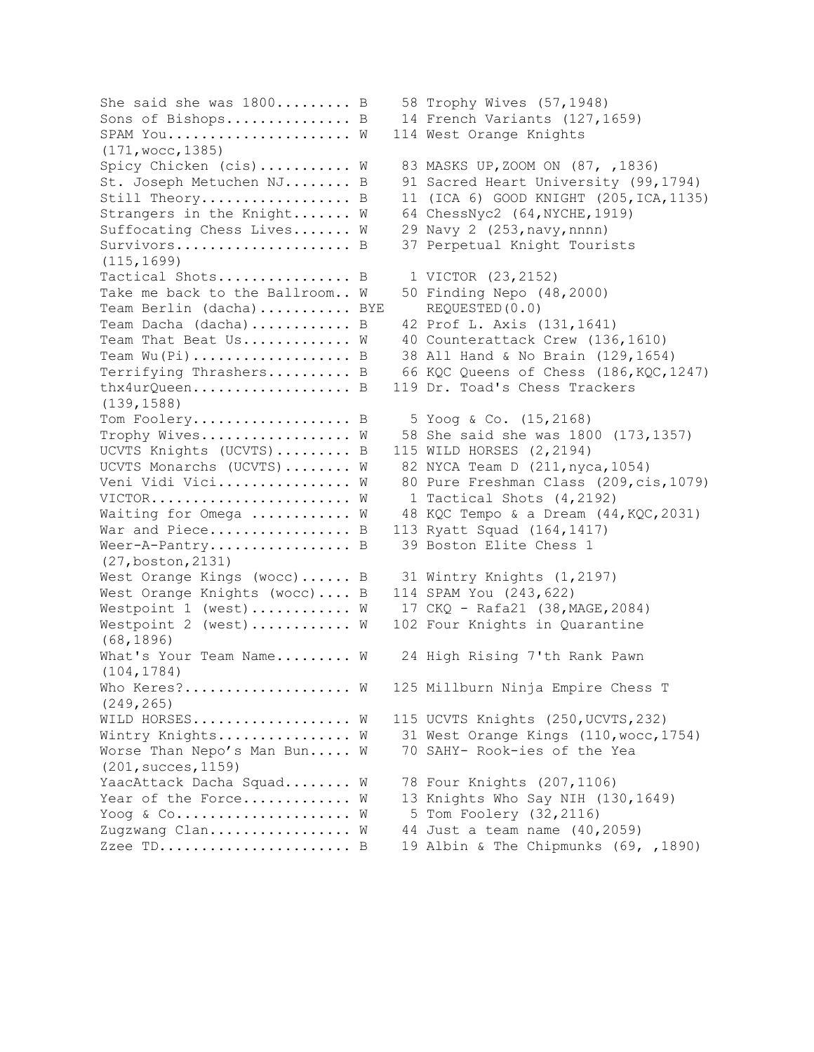```
She said she was 1800......... B    58 Trophy Wives (57,1948)
Sons of Bishops............... B    14 French Variants (127,1659)
SPAM You...................... W   114 West Orange Knights
(171,wocc,1385)
Spicy Chicken (cis)........... W    83 MASKS UP,ZOOM ON (87, ,1836)
St. Joseph Metuchen NJ........ B    91 Sacred Heart University (99,1794)
Still Theory.................. B    11 (ICA 6) GOOD KNIGHT (205,ICA,1135)
Strangers in the Knight....... W    64 ChessNyc2 (64,NYCHE,1919)
Suffocating Chess Lives....... W    29 Navy 2 (253,navy,nnnn)
Survivors..................... B    37 Perpetual Knight Tourists
(115,1699)
Tactical Shots................ B     1 VICTOR (23,2152)
Take me back to the Ballroom.. W    50 Finding Nepo (48,2000)
Team Berlin (dacha)........... BYE     REQUESTED(0.0)
Team Dacha (dacha)............ B    42 Prof L. Axis (131,1641)
Team That Beat Us............. W    40 Counterattack Crew (136,1610)
Team Wu(Pi)................... B    38 All Hand & No Brain (129,1654)
Terrifying Thrashers.......... B    66 KQC Queens of Chess (186,KQC,1247)
thx4urQueen................... B   119 Dr. Toad's Chess Trackers
(139,1588)
Tom Foolery................... B     5 Yoog & Co. (15,2168)
Trophy Wives.................. W    58 She said she was 1800 (173,1357)
UCVTS Knights (UCVTS)......... B   115 WILD HORSES (2,2194)
UCVTS Monarchs (UCVTS)........ W    82 NYCA Team D (211,nyca,1054)
Veni Vidi Vici................ W    80 Pure Freshman Class (209,cis,1079)
VICTOR........................ W     1 Tactical Shots (4,2192)
Waiting for Omega ............ W    48 KQC Tempo & a Dream (44,KQC,2031)
War and Piece................. B   113 Ryatt Squad (164,1417)
Weer-A-Pantry................. B    39 Boston Elite Chess 1
(27,boston,2131)
West Orange Kings (wocc)...... B    31 Wintry Knights (1,2197)
West Orange Knights (wocc).... B   114 SPAM You (243,622)
Westpoint 1 (west)............ W    17 CKQ - Rafa21 (38,MAGE,2084)
Westpoint 2 (west)............ W   102 Four Knights in Quarantine
(68,1896)
What's Your Team Name......... W    24 High Rising 7'th Rank Pawn
(104,1784)
Who Keres?.................... W   125 Millburn Ninja Empire Chess T
(249,265)
WILD HORSES................... W   115 UCVTS Knights (250,UCVTS,232)
Wintry Knights................ W    31 West Orange Kings (110,wocc,1754)
Worse Than Nepo's Man Bun..... W    70 SAHY- Rook-ies of the Yea
(201,succes,1159)
YaacAttack Dacha Squad........ W    78 Four Knights (207,1106)
Year of the Force............. W    13 Knights Who Say NIH (130,1649)
Yoog & Co..................... W     5 Tom Foolery (32,2116)
Zugzwang Clan................. W    44 Just a team name (40,2059)
Zzee TD....................... B    19 Albin & The Chipmunks (69, ,1890)
```